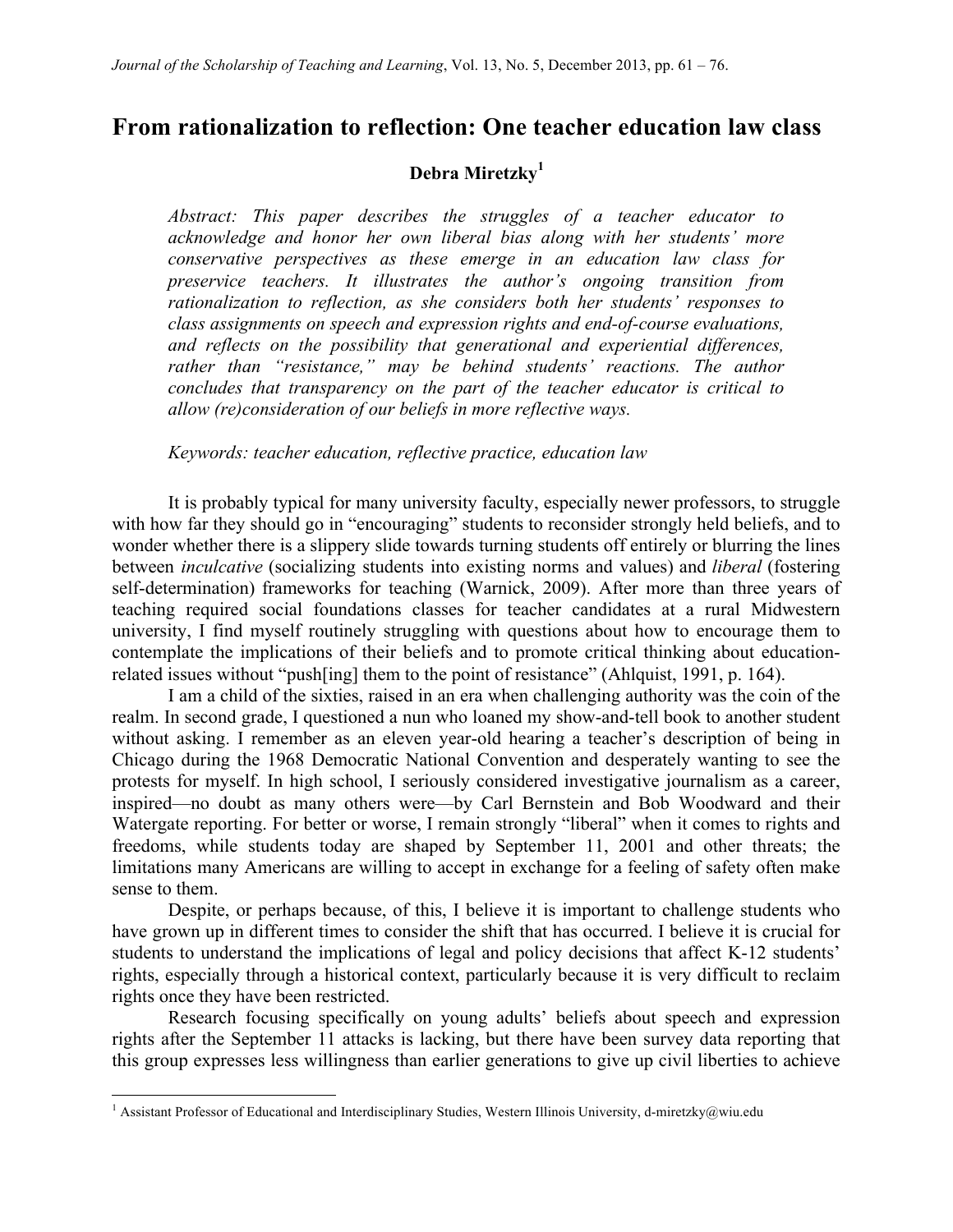# From rationalization to reflection: One teacher education law class

**Debra Miretzky**[1]

*Abstract: This paper describes the struggles of a teacher educator to acknowledge and honor her own liberal bias along with her students' more conservative perspectives as these emerge in an education law class for preservice teachers. It illustrates the author's ongoing transition from rationalization to reflection, as she considers both her students' responses to class assignments on speech and expression rights and end-of-course evaluations, and reflects on the possibility that generational and experiential differences, rather than "resistance," may be behind students' reactions. The author concludes that transparency on the part of the teacher educator is critical to allow (re)consideration of our beliefs in more reflective ways.*

*Keywords: teacher education, reflective practice, education law*

It is probably typical for many university faculty, especially newer professors, to struggle with how far they should go in "encouraging" students to reconsider strongly held beliefs, and to wonder whether there is a slippery slide towards turning students off entirely or blurring the lines between *inculcative* (socializing students into existing norms and values) and *liberal* (fostering self-determination) frameworks for teaching (Warnick, 2009). After more than three years of teaching required social foundations classes for teacher candidates at a rural Midwestern university, I find myself routinely struggling with questions about how to encourage them to contemplate the implications of their beliefs and to promote critical thinking about education-related issues without "push[ing] them to the point of resistance" (Ahlquist, 1991, p. 164).

I am a child of the sixties, raised in an era when challenging authority was the coin of the realm. In second grade, I questioned a nun who loaned my show-and-tell book to another student without asking. I remember as an eleven year-old hearing a teacher's description of being in Chicago during the 1968 Democratic National Convention and desperately wanting to see the protests for myself. In high school, I seriously considered investigative journalism as a career, inspired—no doubt as many others were—by Carl Bernstein and Bob Woodward and their Watergate reporting. For better or worse, I remain strongly "liberal" when it comes to rights and freedoms, while students today are shaped by September 11, 2001 and other threats; the limitations many Americans are willing to accept in exchange for a feeling of safety often make sense to them.

Despite, or perhaps because, of this, I believe it is important to challenge students who have grown up in different times to consider the shift that has occurred. I believe it is crucial for students to understand the implications of legal and policy decisions that affect K-12 students' rights, especially through a historical context, particularly because it is very difficult to reclaim rights once they have been restricted.

Research focusing specifically on young adults' beliefs about speech and expression rights after the September 11 attacks is lacking, but there have been survey data reporting that this group expresses less willingness than earlier generations to give up civil liberties to achieve

---

[1] Assistant Professor of Educational and Interdisciplinary Studies, Western Illinois University, d-miretzky@wiu.edu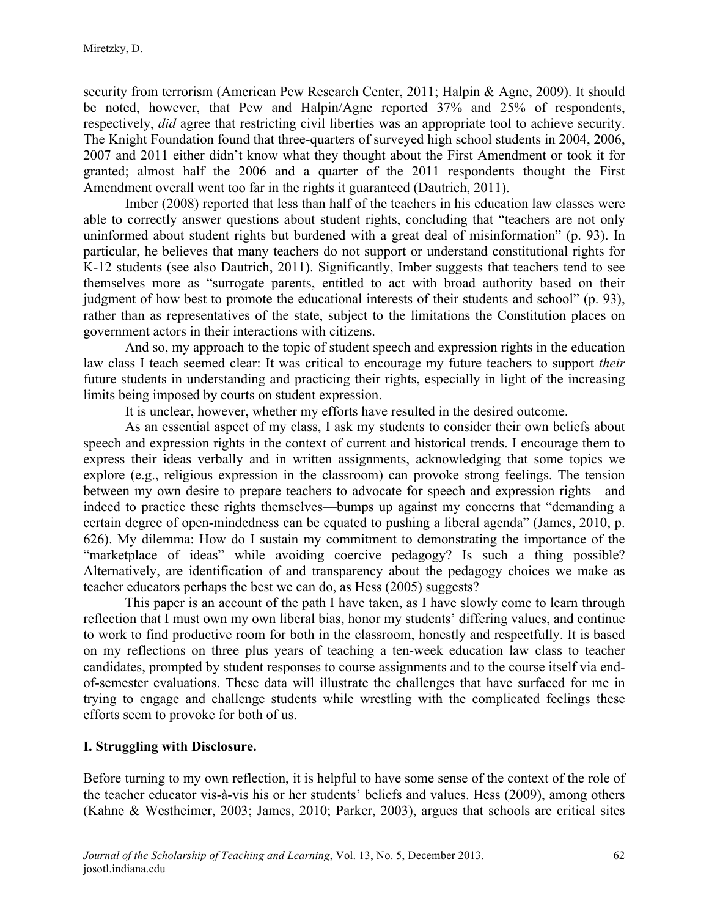security from terrorism (American Pew Research Center, 2011; Halpin & Agne, 2009). It should be noted, however, that Pew and Halpin/Agne reported 37% and 25% of respondents, respectively, *did* agree that restricting civil liberties was an appropriate tool to achieve security. The Knight Foundation found that three-quarters of surveyed high school students in 2004, 2006, 2007 and 2011 either didn't know what they thought about the First Amendment or took it for granted; almost half the 2006 and a quarter of the 2011 respondents thought the First Amendment overall went too far in the rights it guaranteed (Dautrich, 2011).

Imber (2008) reported that less than half of the teachers in his education law classes were able to correctly answer questions about student rights, concluding that "teachers are not only uninformed about student rights but burdened with a great deal of misinformation" (p. 93). In particular, he believes that many teachers do not support or understand constitutional rights for K-12 students (see also Dautrich, 2011). Significantly, Imber suggests that teachers tend to see themselves more as "surrogate parents, entitled to act with broad authority based on their judgment of how best to promote the educational interests of their students and school" (p. 93), rather than as representatives of the state, subject to the limitations the Constitution places on government actors in their interactions with citizens.

And so, my approach to the topic of student speech and expression rights in the education law class I teach seemed clear: It was critical to encourage my future teachers to support *their* future students in understanding and practicing their rights, especially in light of the increasing limits being imposed by courts on student expression.

It is unclear, however, whether my efforts have resulted in the desired outcome.

As an essential aspect of my class, I ask my students to consider their own beliefs about speech and expression rights in the context of current and historical trends. I encourage them to express their ideas verbally and in written assignments, acknowledging that some topics we explore (e.g., religious expression in the classroom) can provoke strong feelings. The tension between my own desire to prepare teachers to advocate for speech and expression rights—and indeed to practice these rights themselves—bumps up against my concerns that "demanding a certain degree of open-mindedness can be equated to pushing a liberal agenda" (James, 2010, p. 626). My dilemma: How do I sustain my commitment to demonstrating the importance of the "marketplace of ideas" while avoiding coercive pedagogy? Is such a thing possible? Alternatively, are identification of and transparency about the pedagogy choices we make as teacher educators perhaps the best we can do, as Hess (2005) suggests?

This paper is an account of the path I have taken, as I have slowly come to learn through reflection that I must own my own liberal bias, honor my students' differing values, and continue to work to find productive room for both in the classroom, honestly and respectfully. It is based on my reflections on three plus years of teaching a ten-week education law class to teacher candidates, prompted by student responses to course assignments and to the course itself via end-of-semester evaluations. These data will illustrate the challenges that have surfaced for me in trying to engage and challenge students while wrestling with the complicated feelings these efforts seem to provoke for both of us.

## I. Struggling with Disclosure.

Before turning to my own reflection, it is helpful to have some sense of the context of the role of the teacher educator vis-à-vis his or her students' beliefs and values. Hess (2009), among others (Kahne & Westheimer, 2003; James, 2010; Parker, 2003), argues that schools are critical sites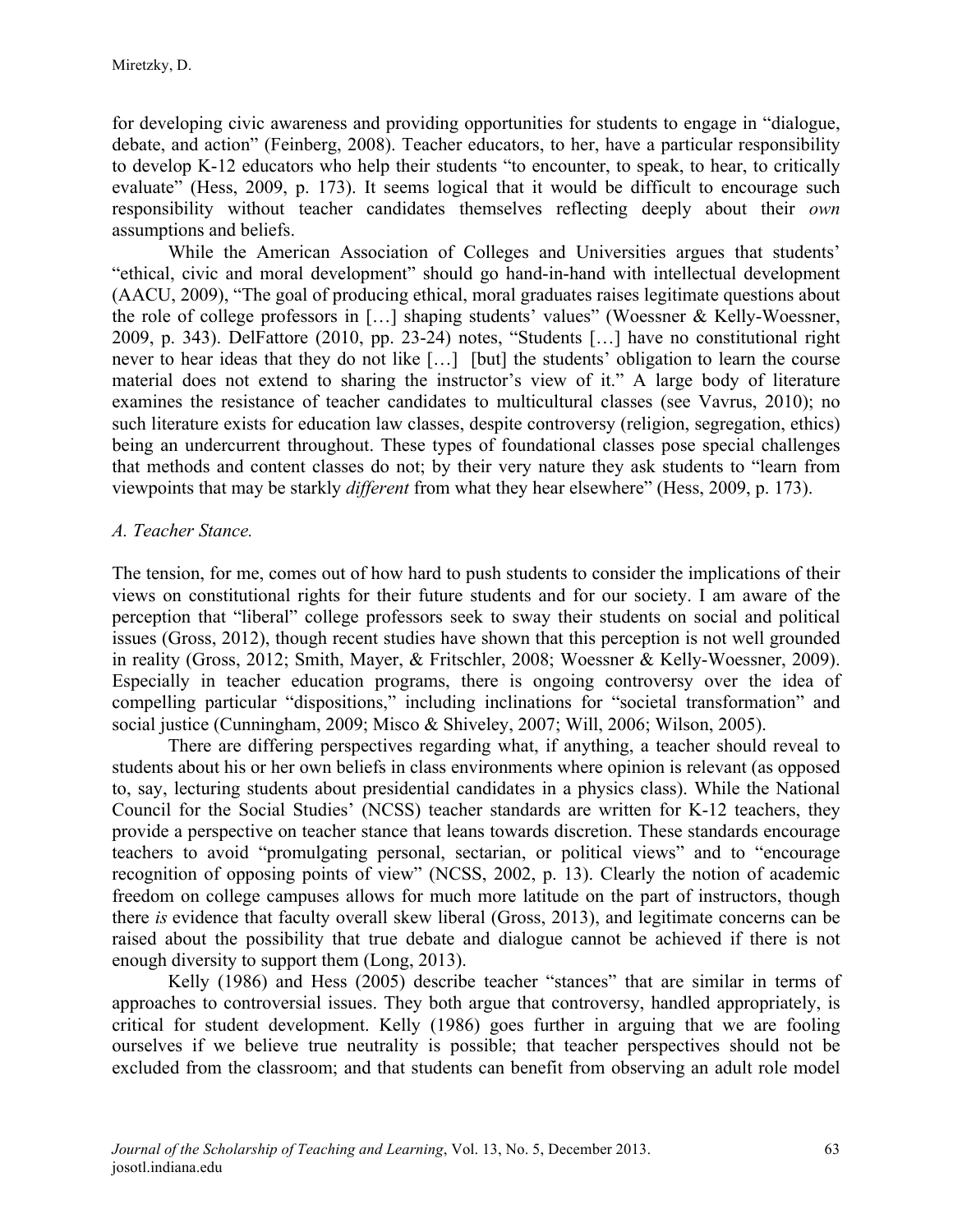for developing civic awareness and providing opportunities for students to engage in "dialogue, debate, and action" (Feinberg, 2008). Teacher educators, to her, have a particular responsibility to develop K-12 educators who help their students "to encounter, to speak, to hear, to critically evaluate" (Hess, 2009, p. 173). It seems logical that it would be difficult to encourage such responsibility without teacher candidates themselves reflecting deeply about their *own* assumptions and beliefs.

While the American Association of Colleges and Universities argues that students' "ethical, civic and moral development" should go hand-in-hand with intellectual development (AACU, 2009), "The goal of producing ethical, moral graduates raises legitimate questions about the role of college professors in […] shaping students' values" (Woessner & Kelly-Woessner, 2009, p. 343). DelFattore (2010, pp. 23-24) notes, "Students […] have no constitutional right never to hear ideas that they do not like […] [but] the students' obligation to learn the course material does not extend to sharing the instructor's view of it." A large body of literature examines the resistance of teacher candidates to multicultural classes (see Vavrus, 2010); no such literature exists for education law classes, despite controversy (religion, segregation, ethics) being an undercurrent throughout. These types of foundational classes pose special challenges that methods and content classes do not; by their very nature they ask students to "learn from viewpoints that may be starkly *different* from what they hear elsewhere" (Hess, 2009, p. 173).

### *A. Teacher Stance.*

The tension, for me, comes out of how hard to push students to consider the implications of their views on constitutional rights for their future students and for our society. I am aware of the perception that "liberal" college professors seek to sway their students on social and political issues (Gross, 2012), though recent studies have shown that this perception is not well grounded in reality (Gross, 2012; Smith, Mayer, & Fritschler, 2008; Woessner & Kelly-Woessner, 2009). Especially in teacher education programs, there is ongoing controversy over the idea of compelling particular "dispositions," including inclinations for "societal transformation" and social justice (Cunningham, 2009; Misco & Shiveley, 2007; Will, 2006; Wilson, 2005).

There are differing perspectives regarding what, if anything, a teacher should reveal to students about his or her own beliefs in class environments where opinion is relevant (as opposed to, say, lecturing students about presidential candidates in a physics class). While the National Council for the Social Studies' (NCSS) teacher standards are written for K-12 teachers, they provide a perspective on teacher stance that leans towards discretion. These standards encourage teachers to avoid "promulgating personal, sectarian, or political views" and to "encourage recognition of opposing points of view" (NCSS, 2002, p. 13). Clearly the notion of academic freedom on college campuses allows for much more latitude on the part of instructors, though there *is* evidence that faculty overall skew liberal (Gross, 2013), and legitimate concerns can be raised about the possibility that true debate and dialogue cannot be achieved if there is not enough diversity to support them (Long, 2013).

Kelly (1986) and Hess (2005) describe teacher "stances" that are similar in terms of approaches to controversial issues. They both argue that controversy, handled appropriately, is critical for student development. Kelly (1986) goes further in arguing that we are fooling ourselves if we believe true neutrality is possible; that teacher perspectives should not be excluded from the classroom; and that students can benefit from observing an adult role model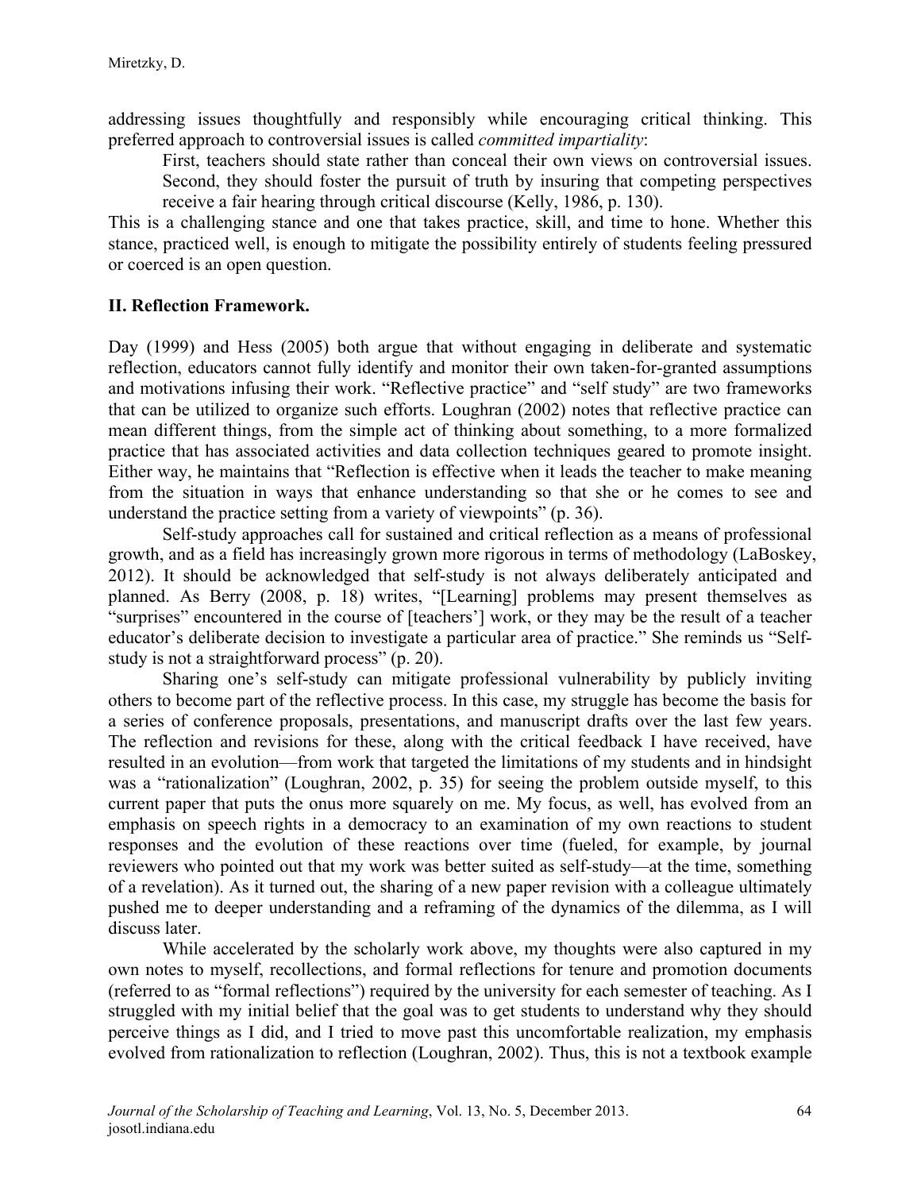addressing issues thoughtfully and responsibly while encouraging critical thinking. This preferred approach to controversial issues is called *committed impartiality*:

> First, teachers should state rather than conceal their own views on controversial issues. Second, they should foster the pursuit of truth by insuring that competing perspectives receive a fair hearing through critical discourse (Kelly, 1986, p. 130).

This is a challenging stance and one that takes practice, skill, and time to hone. Whether this stance, practiced well, is enough to mitigate the possibility entirely of students feeling pressured or coerced is an open question.

## II. Reflection Framework.

Day (1999) and Hess (2005) both argue that without engaging in deliberate and systematic reflection, educators cannot fully identify and monitor their own taken-for-granted assumptions and motivations infusing their work. "Reflective practice" and "self study" are two frameworks that can be utilized to organize such efforts. Loughran (2002) notes that reflective practice can mean different things, from the simple act of thinking about something, to a more formalized practice that has associated activities and data collection techniques geared to promote insight. Either way, he maintains that "Reflection is effective when it leads the teacher to make meaning from the situation in ways that enhance understanding so that she or he comes to see and understand the practice setting from a variety of viewpoints" (p. 36).

Self-study approaches call for sustained and critical reflection as a means of professional growth, and as a field has increasingly grown more rigorous in terms of methodology (LaBoskey, 2012). It should be acknowledged that self-study is not always deliberately anticipated and planned. As Berry (2008, p. 18) writes, "[Learning] problems may present themselves as "surprises" encountered in the course of [teachers'] work, or they may be the result of a teacher educator's deliberate decision to investigate a particular area of practice." She reminds us "Self-study is not a straightforward process" (p. 20).

Sharing one's self-study can mitigate professional vulnerability by publicly inviting others to become part of the reflective process. In this case, my struggle has become the basis for a series of conference proposals, presentations, and manuscript drafts over the last few years. The reflection and revisions for these, along with the critical feedback I have received, have resulted in an evolution—from work that targeted the limitations of my students and in hindsight was a "rationalization" (Loughran, 2002, p. 35) for seeing the problem outside myself, to this current paper that puts the onus more squarely on me. My focus, as well, has evolved from an emphasis on speech rights in a democracy to an examination of my own reactions to student responses and the evolution of these reactions over time (fueled, for example, by journal reviewers who pointed out that my work was better suited as self-study—at the time, something of a revelation). As it turned out, the sharing of a new paper revision with a colleague ultimately pushed me to deeper understanding and a reframing of the dynamics of the dilemma, as I will discuss later.

While accelerated by the scholarly work above, my thoughts were also captured in my own notes to myself, recollections, and formal reflections for tenure and promotion documents (referred to as "formal reflections") required by the university for each semester of teaching. As I struggled with my initial belief that the goal was to get students to understand why they should perceive things as I did, and I tried to move past this uncomfortable realization, my emphasis evolved from rationalization to reflection (Loughran, 2002). Thus, this is not a textbook example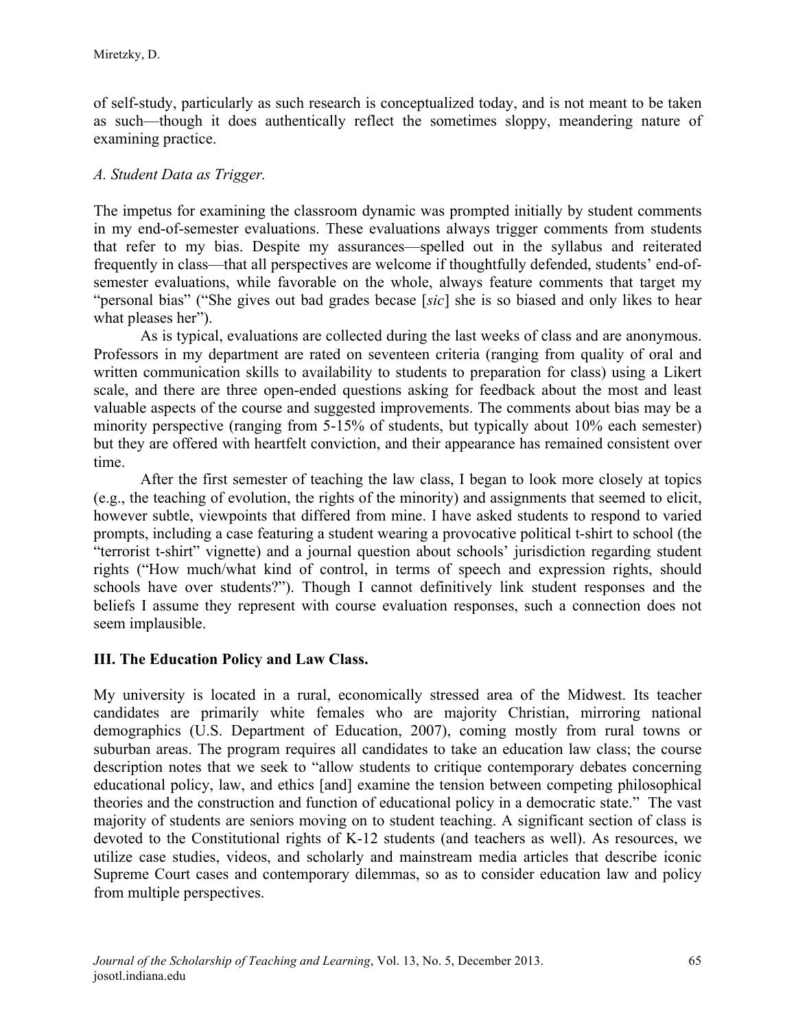of self-study, particularly as such research is conceptualized today, and is not meant to be taken as such—though it does authentically reflect the sometimes sloppy, meandering nature of examining practice.

*A. Student Data as Trigger.*

The impetus for examining the classroom dynamic was prompted initially by student comments in my end-of-semester evaluations. These evaluations always trigger comments from students that refer to my bias. Despite my assurances—spelled out in the syllabus and reiterated frequently in class—that all perspectives are welcome if thoughtfully defended, students' end-of-semester evaluations, while favorable on the whole, always feature comments that target my "personal bias" ("She gives out bad grades becase [*sic*] she is so biased and only likes to hear what pleases her").

As is typical, evaluations are collected during the last weeks of class and are anonymous. Professors in my department are rated on seventeen criteria (ranging from quality of oral and written communication skills to availability to students to preparation for class) using a Likert scale, and there are three open-ended questions asking for feedback about the most and least valuable aspects of the course and suggested improvements. The comments about bias may be a minority perspective (ranging from 5-15% of students, but typically about 10% each semester) but they are offered with heartfelt conviction, and their appearance has remained consistent over time.

After the first semester of teaching the law class, I began to look more closely at topics (e.g., the teaching of evolution, the rights of the minority) and assignments that seemed to elicit, however subtle, viewpoints that differed from mine. I have asked students to respond to varied prompts, including a case featuring a student wearing a provocative political t-shirt to school (the "terrorist t-shirt" vignette) and a journal question about schools' jurisdiction regarding student rights ("How much/what kind of control, in terms of speech and expression rights, should schools have over students?"). Though I cannot definitively link student responses and the beliefs I assume they represent with course evaluation responses, such a connection does not seem implausible.

## III. The Education Policy and Law Class.

My university is located in a rural, economically stressed area of the Midwest. Its teacher candidates are primarily white females who are majority Christian, mirroring national demographics (U.S. Department of Education, 2007), coming mostly from rural towns or suburban areas. The program requires all candidates to take an education law class; the course description notes that we seek to "allow students to critique contemporary debates concerning educational policy, law, and ethics [and] examine the tension between competing philosophical theories and the construction and function of educational policy in a democratic state." The vast majority of students are seniors moving on to student teaching. A significant section of class is devoted to the Constitutional rights of K-12 students (and teachers as well). As resources, we utilize case studies, videos, and scholarly and mainstream media articles that describe iconic Supreme Court cases and contemporary dilemmas, so as to consider education law and policy from multiple perspectives.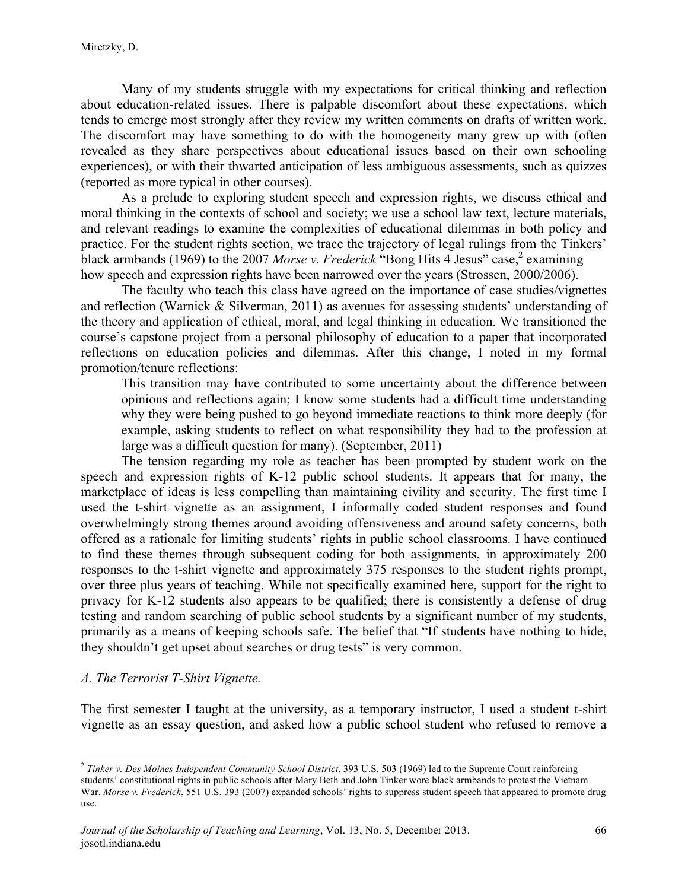Many of my students struggle with my expectations for critical thinking and reflection about education-related issues. There is palpable discomfort about these expectations, which tends to emerge most strongly after they review my written comments on drafts of written work. The discomfort may have something to do with the homogeneity many grew up with (often revealed as they share perspectives about educational issues based on their own schooling experiences), or with their thwarted anticipation of less ambiguous assessments, such as quizzes (reported as more typical in other courses).

As a prelude to exploring student speech and expression rights, we discuss ethical and moral thinking in the contexts of school and society; we use a school law text, lecture materials, and relevant readings to examine the complexities of educational dilemmas in both policy and practice. For the student rights section, we trace the trajectory of legal rulings from the Tinkers' black armbands (1969) to the 2007 *Morse v. Frederick* "Bong Hits 4 Jesus" case,[2] examining how speech and expression rights have been narrowed over the years (Strossen, 2000/2006).

The faculty who teach this class have agreed on the importance of case studies/vignettes and reflection (Warnick & Silverman, 2011) as avenues for assessing students' understanding of the theory and application of ethical, moral, and legal thinking in education. We transitioned the course's capstone project from a personal philosophy of education to a paper that incorporated reflections on education policies and dilemmas. After this change, I noted in my formal promotion/tenure reflections:

> This transition may have contributed to some uncertainty about the difference between opinions and reflections again; I know some students had a difficult time understanding why they were being pushed to go beyond immediate reactions to think more deeply (for example, asking students to reflect on what responsibility they had to the profession at large was a difficult question for many). (September, 2011)

The tension regarding my role as teacher has been prompted by student work on the speech and expression rights of K-12 public school students. It appears that for many, the marketplace of ideas is less compelling than maintaining civility and security. The first time I used the t-shirt vignette as an assignment, I informally coded student responses and found overwhelmingly strong themes around avoiding offensiveness and around safety concerns, both offered as a rationale for limiting students' rights in public school classrooms. I have continued to find these themes through subsequent coding for both assignments, in approximately 200 responses to the t-shirt vignette and approximately 375 responses to the student rights prompt, over three plus years of teaching. While not specifically examined here, support for the right to privacy for K-12 students also appears to be qualified; there is consistently a defense of drug testing and random searching of public school students by a significant number of my students, primarily as a means of keeping schools safe. The belief that "If students have nothing to hide, they shouldn't get upset about searches or drug tests" is very common.

### *A. The Terrorist T-Shirt Vignette.*

The first semester I taught at the university, as a temporary instructor, I used a student t-shirt vignette as an essay question, and asked how a public school student who refused to remove a

---

[2] *Tinker v. Des Moines Independent Community School District*, 393 U.S. 503 (1969) led to the Supreme Court reinforcing students' constitutional rights in public schools after Mary Beth and John Tinker wore black armbands to protest the Vietnam War. *Morse v. Frederick*, 551 U.S. 393 (2007) expanded schools' rights to suppress student speech that appeared to promote drug use.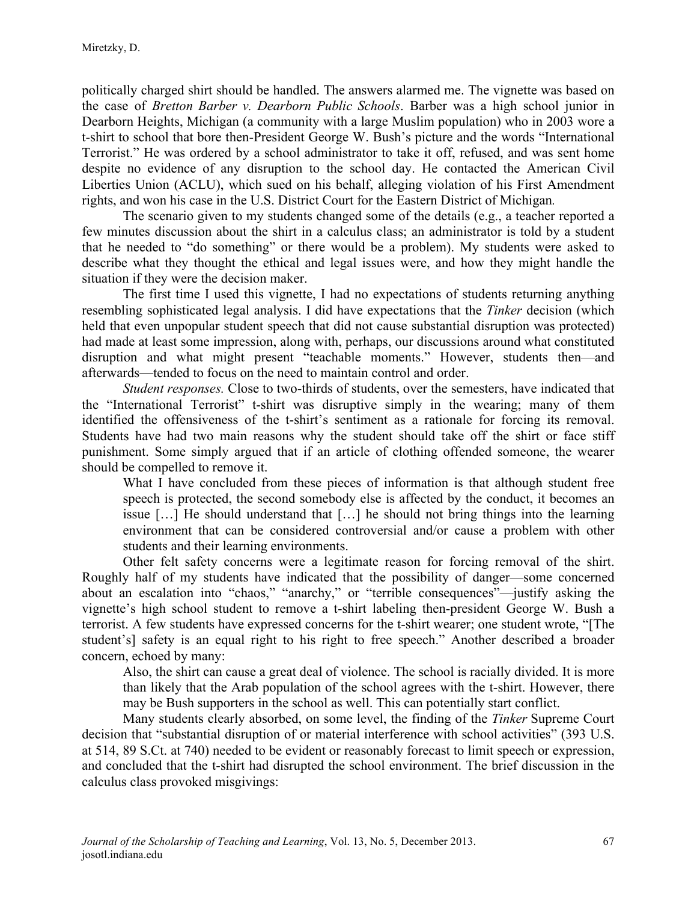politically charged shirt should be handled. The answers alarmed me. The vignette was based on the case of *Bretton Barber v. Dearborn Public Schools*. Barber was a high school junior in Dearborn Heights, Michigan (a community with a large Muslim population) who in 2003 wore a t-shirt to school that bore then-President George W. Bush's picture and the words "International Terrorist." He was ordered by a school administrator to take it off, refused, and was sent home despite no evidence of any disruption to the school day. He contacted the American Civil Liberties Union (ACLU), which sued on his behalf, alleging violation of his First Amendment rights, and won his case in the U.S. District Court for the Eastern District of Michigan*.*

The scenario given to my students changed some of the details (e.g., a teacher reported a few minutes discussion about the shirt in a calculus class; an administrator is told by a student that he needed to "do something" or there would be a problem). My students were asked to describe what they thought the ethical and legal issues were, and how they might handle the situation if they were the decision maker.

The first time I used this vignette, I had no expectations of students returning anything resembling sophisticated legal analysis. I did have expectations that the *Tinker* decision (which held that even unpopular student speech that did not cause substantial disruption was protected) had made at least some impression, along with, perhaps, our discussions around what constituted disruption and what might present "teachable moments." However, students then—and afterwards—tended to focus on the need to maintain control and order.

*Student responses.* Close to two-thirds of students, over the semesters, have indicated that the "International Terrorist" t-shirt was disruptive simply in the wearing; many of them identified the offensiveness of the t-shirt's sentiment as a rationale for forcing its removal. Students have had two main reasons why the student should take off the shirt or face stiff punishment. Some simply argued that if an article of clothing offended someone, the wearer should be compelled to remove it.

> What I have concluded from these pieces of information is that although student free speech is protected, the second somebody else is affected by the conduct, it becomes an issue […] He should understand that […] he should not bring things into the learning environment that can be considered controversial and/or cause a problem with other students and their learning environments.

Other felt safety concerns were a legitimate reason for forcing removal of the shirt. Roughly half of my students have indicated that the possibility of danger—some concerned about an escalation into "chaos," "anarchy," or "terrible consequences"—justify asking the vignette's high school student to remove a t-shirt labeling then-president George W. Bush a terrorist. A few students have expressed concerns for the t-shirt wearer; one student wrote, "[The student's] safety is an equal right to his right to free speech." Another described a broader concern, echoed by many:

> Also, the shirt can cause a great deal of violence. The school is racially divided. It is more than likely that the Arab population of the school agrees with the t-shirt. However, there may be Bush supporters in the school as well. This can potentially start conflict.

Many students clearly absorbed, on some level, the finding of the *Tinker* Supreme Court decision that "substantial disruption of or material interference with school activities" (393 U.S. at 514, 89 S.Ct. at 740) needed to be evident or reasonably forecast to limit speech or expression, and concluded that the t-shirt had disrupted the school environment. The brief discussion in the calculus class provoked misgivings: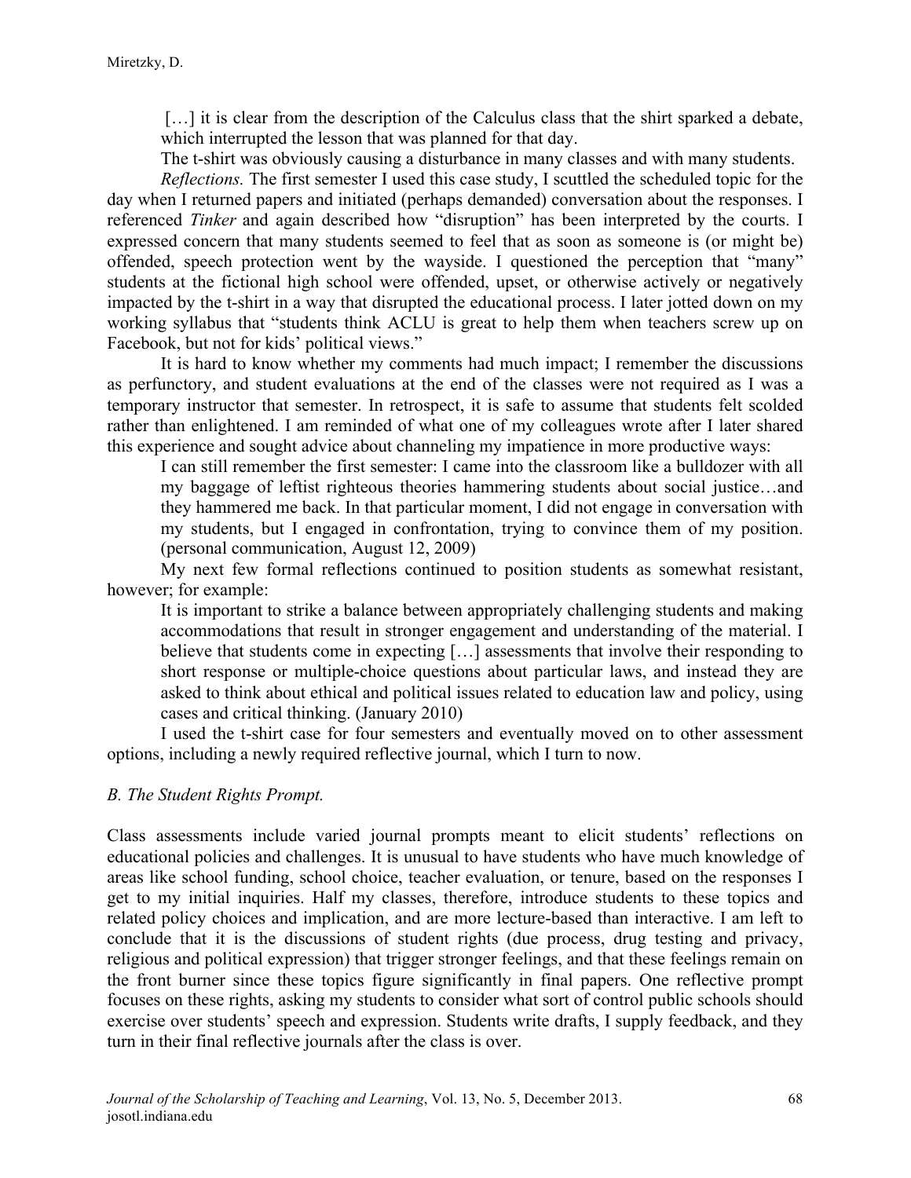> […] it is clear from the description of the Calculus class that the shirt sparked a debate, which interrupted the lesson that was planned for that day.
>
> The t-shirt was obviously causing a disturbance in many classes and with many students.

*Reflections.* The first semester I used this case study, I scuttled the scheduled topic for the day when I returned papers and initiated (perhaps demanded) conversation about the responses. I referenced *Tinker* and again described how "disruption" has been interpreted by the courts. I expressed concern that many students seemed to feel that as soon as someone is (or might be) offended, speech protection went by the wayside. I questioned the perception that "many" students at the fictional high school were offended, upset, or otherwise actively or negatively impacted by the t-shirt in a way that disrupted the educational process. I later jotted down on my working syllabus that "students think ACLU is great to help them when teachers screw up on Facebook, but not for kids' political views."

It is hard to know whether my comments had much impact; I remember the discussions as perfunctory, and student evaluations at the end of the classes were not required as I was a temporary instructor that semester. In retrospect, it is safe to assume that students felt scolded rather than enlightened. I am reminded of what one of my colleagues wrote after I later shared this experience and sought advice about channeling my impatience in more productive ways:

> I can still remember the first semester: I came into the classroom like a bulldozer with all my baggage of leftist righteous theories hammering students about social justice…and they hammered me back. In that particular moment, I did not engage in conversation with my students, but I engaged in confrontation, trying to convince them of my position. (personal communication, August 12, 2009)

My next few formal reflections continued to position students as somewhat resistant, however; for example:

> It is important to strike a balance between appropriately challenging students and making accommodations that result in stronger engagement and understanding of the material. I believe that students come in expecting […] assessments that involve their responding to short response or multiple-choice questions about particular laws, and instead they are asked to think about ethical and political issues related to education law and policy, using cases and critical thinking. (January 2010)

I used the t-shirt case for four semesters and eventually moved on to other assessment options, including a newly required reflective journal, which I turn to now.

### *B. The Student Rights Prompt.*

Class assessments include varied journal prompts meant to elicit students' reflections on educational policies and challenges. It is unusual to have students who have much knowledge of areas like school funding, school choice, teacher evaluation, or tenure, based on the responses I get to my initial inquiries. Half my classes, therefore, introduce students to these topics and related policy choices and implication, and are more lecture-based than interactive. I am left to conclude that it is the discussions of student rights (due process, drug testing and privacy, religious and political expression) that trigger stronger feelings, and that these feelings remain on the front burner since these topics figure significantly in final papers. One reflective prompt focuses on these rights, asking my students to consider what sort of control public schools should exercise over students' speech and expression. Students write drafts, I supply feedback, and they turn in their final reflective journals after the class is over.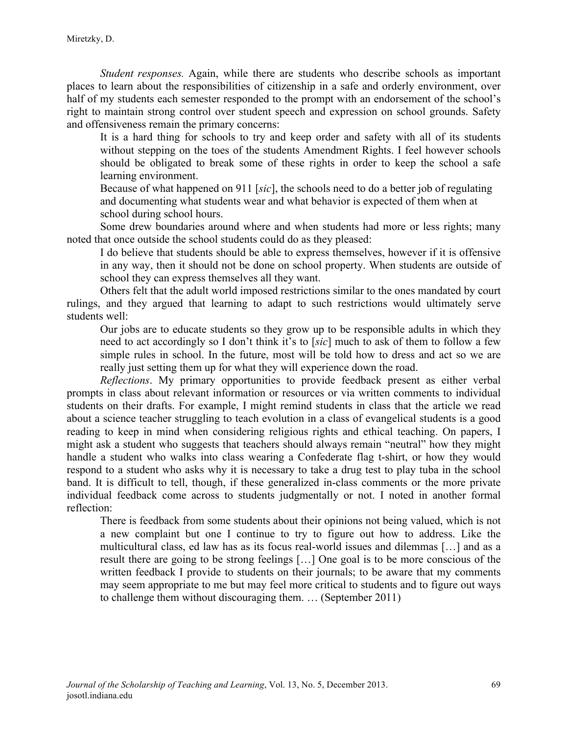*Student responses.* Again, while there are students who describe schools as important places to learn about the responsibilities of citizenship in a safe and orderly environment, over half of my students each semester responded to the prompt with an endorsement of the school's right to maintain strong control over student speech and expression on school grounds. Safety and offensiveness remain the primary concerns:

> It is a hard thing for schools to try and keep order and safety with all of its students without stepping on the toes of the students Amendment Rights. I feel however schools should be obligated to break some of these rights in order to keep the school a safe learning environment.
>
> Because of what happened on 911 [*sic*], the schools need to do a better job of regulating and documenting what students wear and what behavior is expected of them when at school during school hours.

Some drew boundaries around where and when students had more or less rights; many noted that once outside the school students could do as they pleased:

> I do believe that students should be able to express themselves, however if it is offensive in any way, then it should not be done on school property. When students are outside of school they can express themselves all they want.

Others felt that the adult world imposed restrictions similar to the ones mandated by court rulings, and they argued that learning to adapt to such restrictions would ultimately serve students well:

> Our jobs are to educate students so they grow up to be responsible adults in which they need to act accordingly so I don't think it's to [*sic*] much to ask of them to follow a few simple rules in school. In the future, most will be told how to dress and act so we are really just setting them up for what they will experience down the road.

*Reflections*. My primary opportunities to provide feedback present as either verbal prompts in class about relevant information or resources or via written comments to individual students on their drafts. For example, I might remind students in class that the article we read about a science teacher struggling to teach evolution in a class of evangelical students is a good reading to keep in mind when considering religious rights and ethical teaching. On papers, I might ask a student who suggests that teachers should always remain "neutral" how they might handle a student who walks into class wearing a Confederate flag t-shirt, or how they would respond to a student who asks why it is necessary to take a drug test to play tuba in the school band. It is difficult to tell, though, if these generalized in-class comments or the more private individual feedback come across to students judgmentally or not. I noted in another formal reflection:

> There is feedback from some students about their opinions not being valued, which is not a new complaint but one I continue to try to figure out how to address. Like the multicultural class, ed law has as its focus real-world issues and dilemmas […] and as a result there are going to be strong feelings […] One goal is to be more conscious of the written feedback I provide to students on their journals; to be aware that my comments may seem appropriate to me but may feel more critical to students and to figure out ways to challenge them without discouraging them. … (September 2011)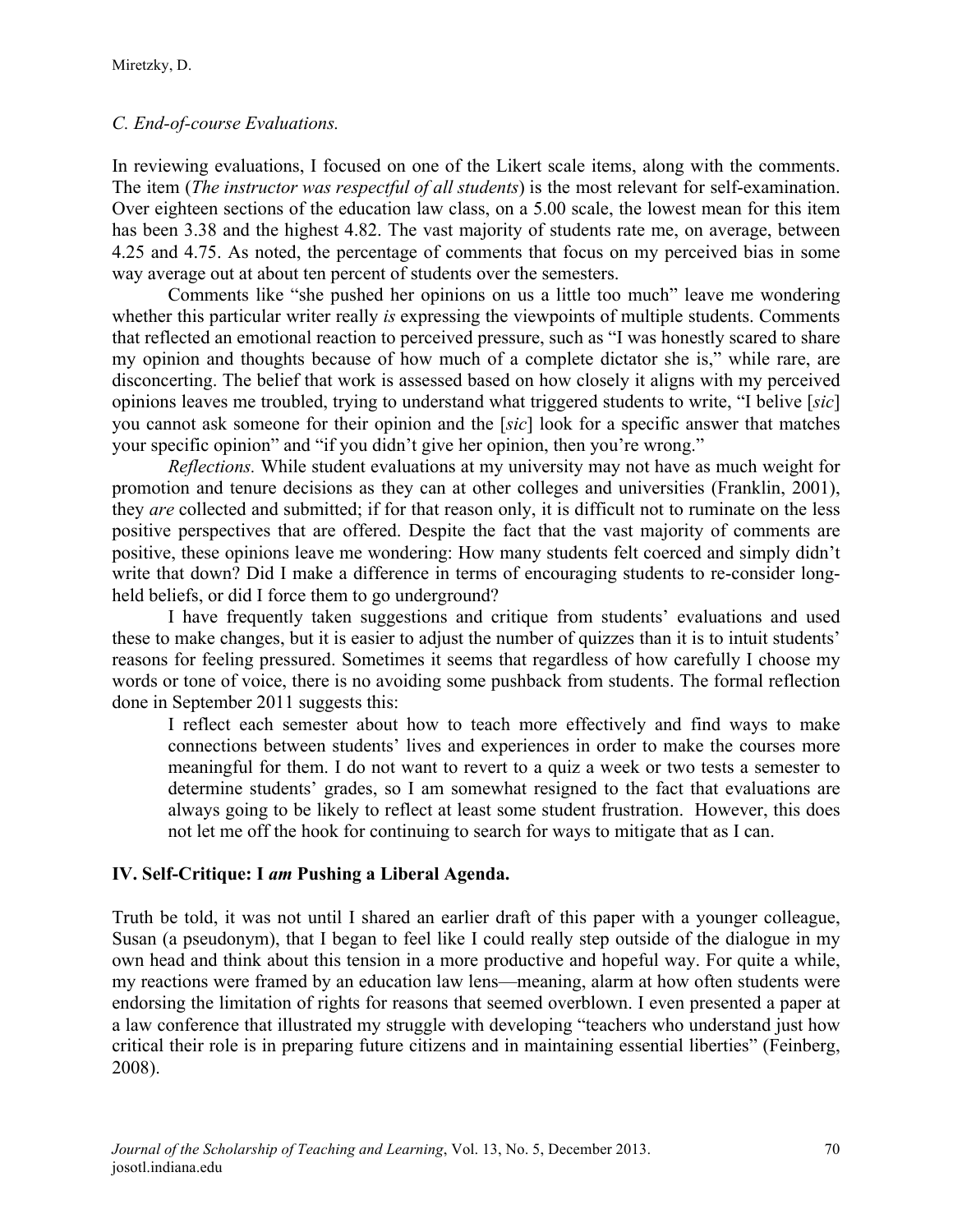*C. End-of-course Evaluations.*

In reviewing evaluations, I focused on one of the Likert scale items, along with the comments. The item (*The instructor was respectful of all students*) is the most relevant for self-examination. Over eighteen sections of the education law class, on a 5.00 scale, the lowest mean for this item has been 3.38 and the highest 4.82. The vast majority of students rate me, on average, between 4.25 and 4.75. As noted, the percentage of comments that focus on my perceived bias in some way average out at about ten percent of students over the semesters.

Comments like "she pushed her opinions on us a little too much" leave me wondering whether this particular writer really *is* expressing the viewpoints of multiple students. Comments that reflected an emotional reaction to perceived pressure, such as "I was honestly scared to share my opinion and thoughts because of how much of a complete dictator she is," while rare, are disconcerting. The belief that work is assessed based on how closely it aligns with my perceived opinions leaves me troubled, trying to understand what triggered students to write, "I belive [*sic*] you cannot ask someone for their opinion and the [*sic*] look for a specific answer that matches your specific opinion" and "if you didn't give her opinion, then you're wrong."

*Reflections.* While student evaluations at my university may not have as much weight for promotion and tenure decisions as they can at other colleges and universities (Franklin, 2001), they *are* collected and submitted; if for that reason only, it is difficult not to ruminate on the less positive perspectives that are offered. Despite the fact that the vast majority of comments are positive, these opinions leave me wondering: How many students felt coerced and simply didn't write that down? Did I make a difference in terms of encouraging students to re-consider long-held beliefs, or did I force them to go underground?

I have frequently taken suggestions and critique from students' evaluations and used these to make changes, but it is easier to adjust the number of quizzes than it is to intuit students' reasons for feeling pressured. Sometimes it seems that regardless of how carefully I choose my words or tone of voice, there is no avoiding some pushback from students. The formal reflection done in September 2011 suggests this:

> I reflect each semester about how to teach more effectively and find ways to make connections between students' lives and experiences in order to make the courses more meaningful for them. I do not want to revert to a quiz a week or two tests a semester to determine students' grades, so I am somewhat resigned to the fact that evaluations are always going to be likely to reflect at least some student frustration. However, this does not let me off the hook for continuing to search for ways to mitigate that as I can.

## IV. Self-Critique: I *am* Pushing a Liberal Agenda.

Truth be told, it was not until I shared an earlier draft of this paper with a younger colleague, Susan (a pseudonym), that I began to feel like I could really step outside of the dialogue in my own head and think about this tension in a more productive and hopeful way. For quite a while, my reactions were framed by an education law lens—meaning, alarm at how often students were endorsing the limitation of rights for reasons that seemed overblown. I even presented a paper at a law conference that illustrated my struggle with developing "teachers who understand just how critical their role is in preparing future citizens and in maintaining essential liberties" (Feinberg, 2008).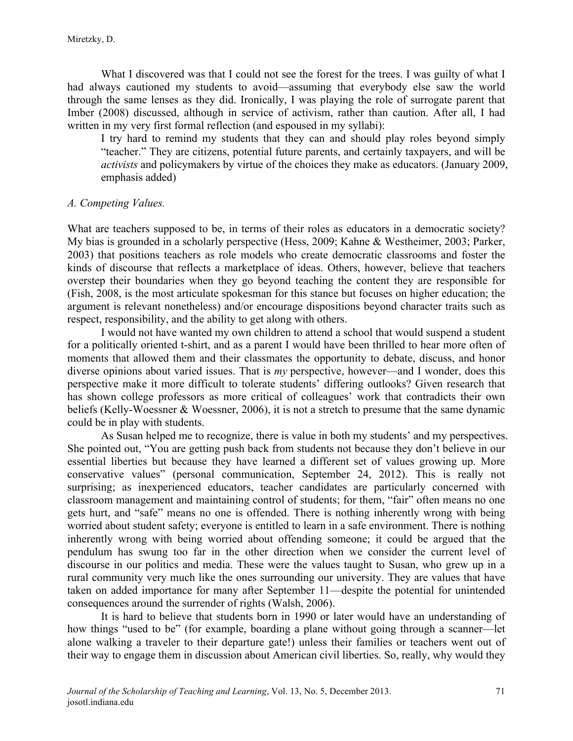What I discovered was that I could not see the forest for the trees. I was guilty of what I had always cautioned my students to avoid—assuming that everybody else saw the world through the same lenses as they did. Ironically, I was playing the role of surrogate parent that Imber (2008) discussed, although in service of activism, rather than caution. After all, I had written in my very first formal reflection (and espoused in my syllabi):

> I try hard to remind my students that they can and should play roles beyond simply "teacher." They are citizens, potential future parents, and certainly taxpayers, and will be *activists* and policymakers by virtue of the choices they make as educators. (January 2009, emphasis added)

*A. Competing Values.*

What are teachers supposed to be, in terms of their roles as educators in a democratic society? My bias is grounded in a scholarly perspective (Hess, 2009; Kahne & Westheimer, 2003; Parker, 2003) that positions teachers as role models who create democratic classrooms and foster the kinds of discourse that reflects a marketplace of ideas. Others, however, believe that teachers overstep their boundaries when they go beyond teaching the content they are responsible for (Fish, 2008, is the most articulate spokesman for this stance but focuses on higher education; the argument is relevant nonetheless) and/or encourage dispositions beyond character traits such as respect, responsibility, and the ability to get along with others.

I would not have wanted my own children to attend a school that would suspend a student for a politically oriented t-shirt, and as a parent I would have been thrilled to hear more often of moments that allowed them and their classmates the opportunity to debate, discuss, and honor diverse opinions about varied issues. That is *my* perspective, however—and I wonder, does this perspective make it more difficult to tolerate students' differing outlooks? Given research that has shown college professors as more critical of colleagues' work that contradicts their own beliefs (Kelly-Woessner & Woessner, 2006), it is not a stretch to presume that the same dynamic could be in play with students.

As Susan helped me to recognize, there is value in both my students' and my perspectives. She pointed out, "You are getting push back from students not because they don't believe in our essential liberties but because they have learned a different set of values growing up. More conservative values" (personal communication, September 24, 2012). This is really not surprising; as inexperienced educators, teacher candidates are particularly concerned with classroom management and maintaining control of students; for them, "fair" often means no one gets hurt, and "safe" means no one is offended. There is nothing inherently wrong with being worried about student safety; everyone is entitled to learn in a safe environment. There is nothing inherently wrong with being worried about offending someone; it could be argued that the pendulum has swung too far in the other direction when we consider the current level of discourse in our politics and media. These were the values taught to Susan, who grew up in a rural community very much like the ones surrounding our university. They are values that have taken on added importance for many after September 11—despite the potential for unintended consequences around the surrender of rights (Walsh, 2006).

It is hard to believe that students born in 1990 or later would have an understanding of how things "used to be" (for example, boarding a plane without going through a scanner—let alone walking a traveler to their departure gate!) unless their families or teachers went out of their way to engage them in discussion about American civil liberties. So, really, why would they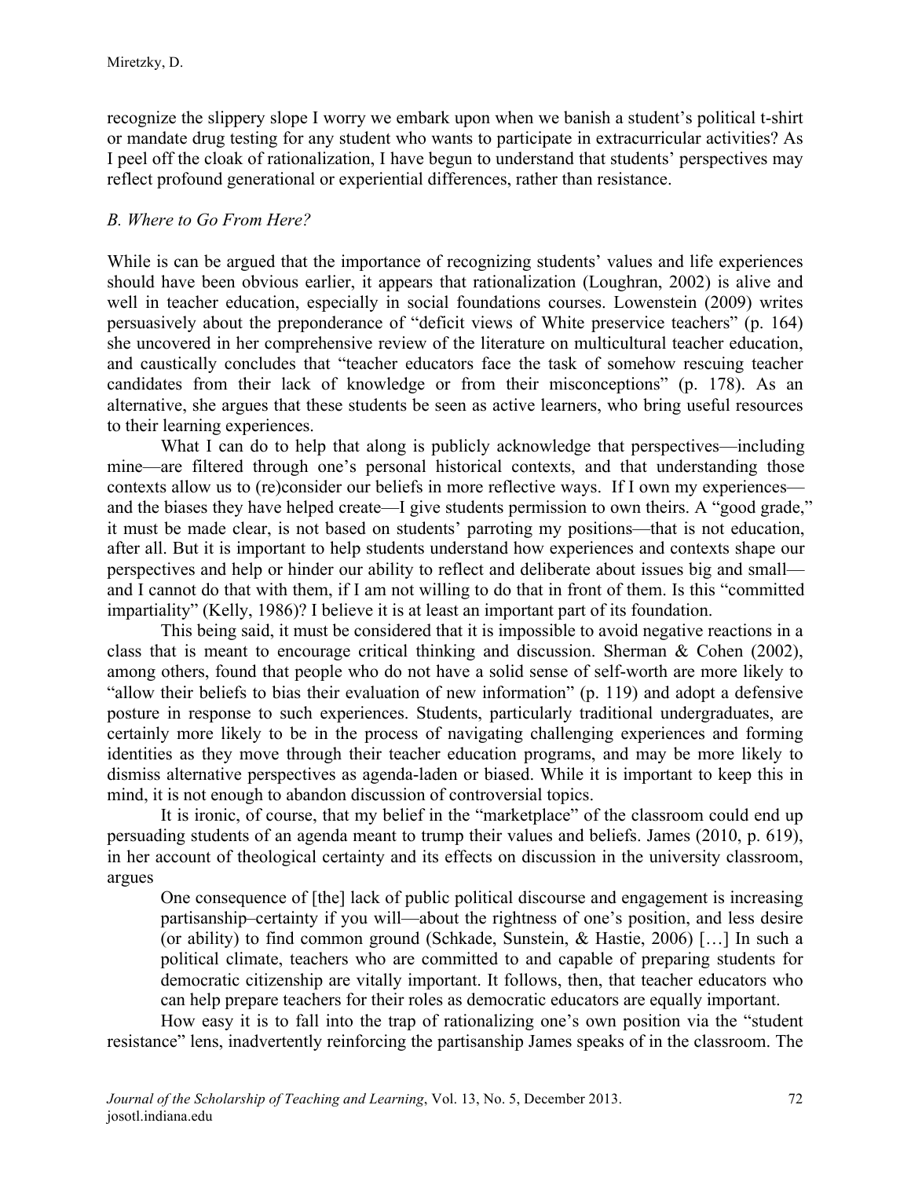recognize the slippery slope I worry we embark upon when we banish a student's political t-shirt or mandate drug testing for any student who wants to participate in extracurricular activities? As I peel off the cloak of rationalization, I have begun to understand that students' perspectives may reflect profound generational or experiential differences, rather than resistance.

### *B. Where to Go From Here?*

While is can be argued that the importance of recognizing students' values and life experiences should have been obvious earlier, it appears that rationalization (Loughran, 2002) is alive and well in teacher education, especially in social foundations courses. Lowenstein (2009) writes persuasively about the preponderance of "deficit views of White preservice teachers" (p. 164) she uncovered in her comprehensive review of the literature on multicultural teacher education, and caustically concludes that "teacher educators face the task of somehow rescuing teacher candidates from their lack of knowledge or from their misconceptions" (p. 178). As an alternative, she argues that these students be seen as active learners, who bring useful resources to their learning experiences.

What I can do to help that along is publicly acknowledge that perspectives—including mine—are filtered through one's personal historical contexts, and that understanding those contexts allow us to (re)consider our beliefs in more reflective ways. If I own my experiences—and the biases they have helped create—I give students permission to own theirs. A "good grade," it must be made clear, is not based on students' parroting my positions—that is not education, after all. But it is important to help students understand how experiences and contexts shape our perspectives and help or hinder our ability to reflect and deliberate about issues big and small—and I cannot do that with them, if I am not willing to do that in front of them. Is this "committed impartiality" (Kelly, 1986)? I believe it is at least an important part of its foundation.

This being said, it must be considered that it is impossible to avoid negative reactions in a class that is meant to encourage critical thinking and discussion. Sherman & Cohen (2002), among others, found that people who do not have a solid sense of self-worth are more likely to "allow their beliefs to bias their evaluation of new information" (p. 119) and adopt a defensive posture in response to such experiences. Students, particularly traditional undergraduates, are certainly more likely to be in the process of navigating challenging experiences and forming identities as they move through their teacher education programs, and may be more likely to dismiss alternative perspectives as agenda-laden or biased. While it is important to keep this in mind, it is not enough to abandon discussion of controversial topics.

It is ironic, of course, that my belief in the "marketplace" of the classroom could end up persuading students of an agenda meant to trump their values and beliefs. James (2010, p. 619), in her account of theological certainty and its effects on discussion in the university classroom, argues

> One consequence of [the] lack of public political discourse and engagement is increasing partisanship–certainty if you will—about the rightness of one's position, and less desire (or ability) to find common ground (Schkade, Sunstein, & Hastie, 2006) […] In such a political climate, teachers who are committed to and capable of preparing students for democratic citizenship are vitally important. It follows, then, that teacher educators who can help prepare teachers for their roles as democratic educators are equally important.

How easy it is to fall into the trap of rationalizing one's own position via the "student resistance" lens, inadvertently reinforcing the partisanship James speaks of in the classroom. The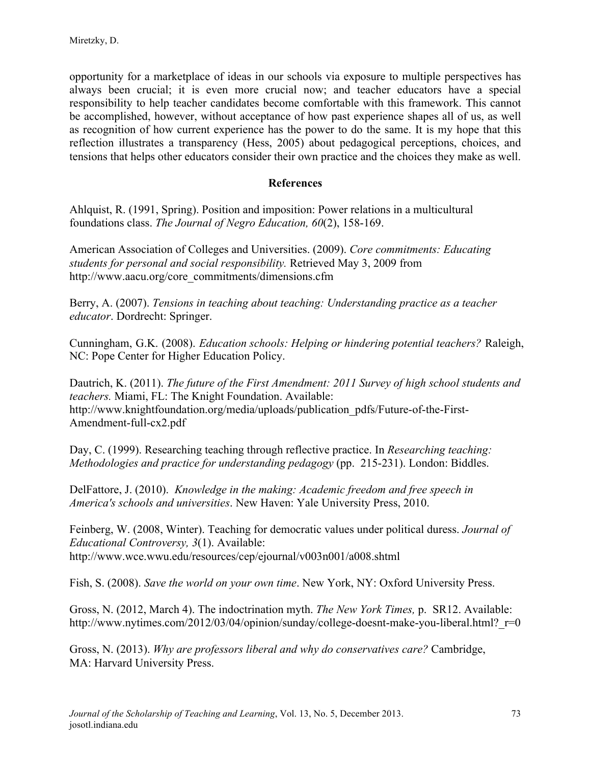opportunity for a marketplace of ideas in our schools via exposure to multiple perspectives has always been crucial; it is even more crucial now; and teacher educators have a special responsibility to help teacher candidates become comfortable with this framework. This cannot be accomplished, however, without acceptance of how past experience shapes all of us, as well as recognition of how current experience has the power to do the same. It is my hope that this reflection illustrates a transparency (Hess, 2005) about pedagogical perceptions, choices, and tensions that helps other educators consider their own practice and the choices they make as well.

## References

Ahlquist, R. (1991, Spring). Position and imposition: Power relations in a multicultural foundations class. *The Journal of Negro Education, 60*(2), 158-169.

American Association of Colleges and Universities. (2009). *Core commitments: Educating students for personal and social responsibility.* Retrieved May 3, 2009 from http://www.aacu.org/core_commitments/dimensions.cfm

Berry, A. (2007). *Tensions in teaching about teaching: Understanding practice as a teacher educator*. Dordrecht: Springer.

Cunningham, G.K. (2008). *Education schools: Helping or hindering potential teachers?* Raleigh, NC: Pope Center for Higher Education Policy.

Dautrich, K. (2011). *The future of the First Amendment: 2011 Survey of high school students and teachers.* Miami, FL: The Knight Foundation. Available: http://www.knightfoundation.org/media/uploads/publication_pdfs/Future-of-the-First-Amendment-full-cx2.pdf

Day, C. (1999). Researching teaching through reflective practice. In *Researching teaching: Methodologies and practice for understanding pedagogy* (pp. 215-231). London: Biddles.

DelFattore, J. (2010). *Knowledge in the making: Academic freedom and free speech in America's schools and universities*. New Haven: Yale University Press, 2010.

Feinberg, W. (2008, Winter). Teaching for democratic values under political duress. *Journal of Educational Controversy, 3*(1). Available: http://www.wce.wwu.edu/resources/cep/ejournal/v003n001/a008.shtml

Fish, S. (2008). *Save the world on your own time*. New York, NY: Oxford University Press.

Gross, N. (2012, March 4). The indoctrination myth. *The New York Times,* p. SR12. Available: http://www.nytimes.com/2012/03/04/opinion/sunday/college-doesnt-make-you-liberal.html?_r=0

Gross, N. (2013). *Why are professors liberal and why do conservatives care?* Cambridge, MA: Harvard University Press.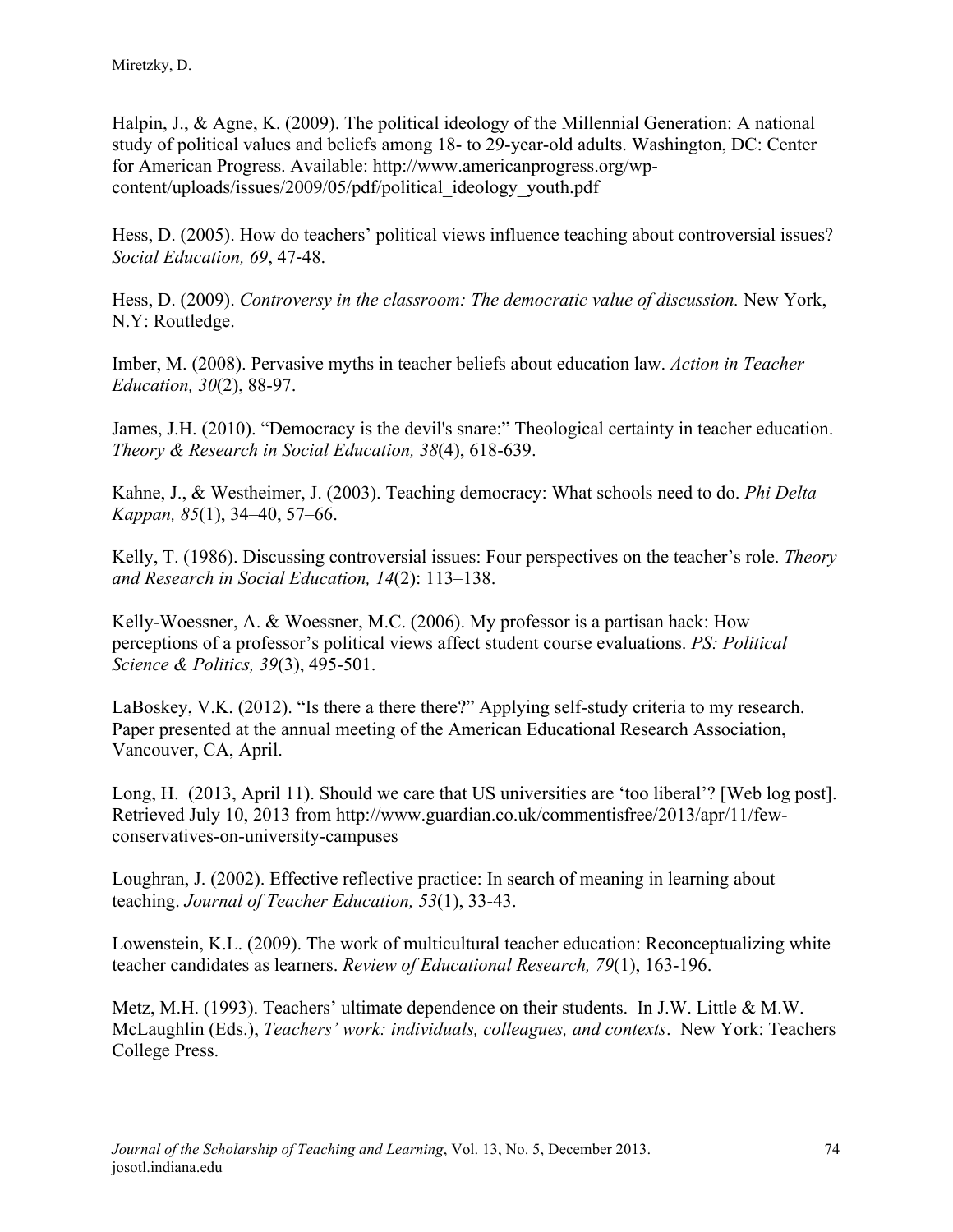Halpin, J., & Agne, K. (2009). The political ideology of the Millennial Generation: A national study of political values and beliefs among 18- to 29-year-old adults. Washington, DC: Center for American Progress. Available: http://www.americanprogress.org/wp-content/uploads/issues/2009/05/pdf/political_ideology_youth.pdf

Hess, D. (2005). How do teachers' political views influence teaching about controversial issues? *Social Education, 69*, 47-48.

Hess, D. (2009). *Controversy in the classroom: The democratic value of discussion.* New York, N.Y: Routledge.

Imber, M. (2008). Pervasive myths in teacher beliefs about education law. *Action in Teacher Education, 30*(2), 88-97.

James, J.H. (2010). "Democracy is the devil's snare:" Theological certainty in teacher education. *Theory & Research in Social Education, 38*(4), 618-639.

Kahne, J., & Westheimer, J. (2003). Teaching democracy: What schools need to do. *Phi Delta Kappan, 85*(1), 34–40, 57–66.

Kelly, T. (1986). Discussing controversial issues: Four perspectives on the teacher's role. *Theory and Research in Social Education, 14*(2): 113–138.

Kelly-Woessner, A. & Woessner, M.C. (2006). My professor is a partisan hack: How perceptions of a professor's political views affect student course evaluations. *PS: Political Science & Politics, 39*(3), 495-501.

LaBoskey, V.K. (2012). "Is there a there there?" Applying self-study criteria to my research. Paper presented at the annual meeting of the American Educational Research Association, Vancouver, CA, April.

Long, H. (2013, April 11). Should we care that US universities are 'too liberal'? [Web log post]. Retrieved July 10, 2013 from http://www.guardian.co.uk/commentisfree/2013/apr/11/few-conservatives-on-university-campuses

Loughran, J. (2002). Effective reflective practice: In search of meaning in learning about teaching. *Journal of Teacher Education, 53*(1), 33-43.

Lowenstein, K.L. (2009). The work of multicultural teacher education: Reconceptualizing white teacher candidates as learners. *Review of Educational Research, 79*(1), 163-196.

Metz, M.H. (1993). Teachers' ultimate dependence on their students. In J.W. Little & M.W. McLaughlin (Eds.), *Teachers' work: individuals, colleagues, and contexts*. New York: Teachers College Press.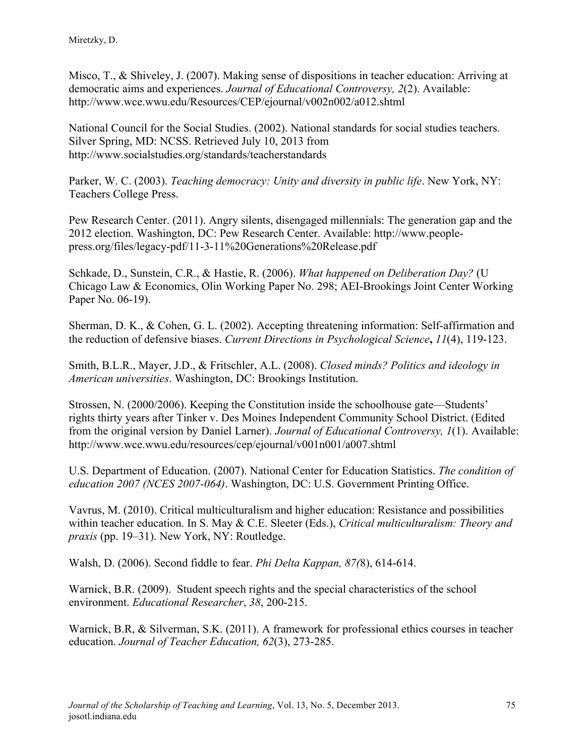Misco, T., & Shiveley, J. (2007). Making sense of dispositions in teacher education: Arriving at democratic aims and experiences. *Journal of Educational Controversy, 2*(2). Available: http://www.wce.wwu.edu/Resources/CEP/ejournal/v002n002/a012.shtml

National Council for the Social Studies. (2002). National standards for social studies teachers. Silver Spring, MD: NCSS. Retrieved July 10, 2013 from http://www.socialstudies.org/standards/teacherstandards

Parker, W. C. (2003). *Teaching democracy: Unity and diversity in public life*. New York, NY: Teachers College Press.

Pew Research Center. (2011). Angry silents, disengaged millennials: The generation gap and the 2012 election. Washington, DC: Pew Research Center. Available: http://www.people-press.org/files/legacy-pdf/11-3-11%20Generations%20Release.pdf

Schkade, D., Sunstein, C.R., & Hastie, R. (2006). *What happened on Deliberation Day?* (U Chicago Law & Economics, Olin Working Paper No. 298; AEI-Brookings Joint Center Working Paper No. 06-19).

Sherman, D. K., & Cohen, G. L. (2002). Accepting threatening information: Self-affirmation and the reduction of defensive biases. *Current Directions in Psychological Science***,** *11*(4), 119-123.

Smith, B.L.R., Mayer, J.D., & Fritschler, A.L. (2008). *Closed minds? Politics and ideology in American universities*. Washington, DC: Brookings Institution.

Strossen, N. (2000/2006). Keeping the Constitution inside the schoolhouse gate—Students' rights thirty years after Tinker v. Des Moines Independent Community School District. (Edited from the original version by Daniel Larner). *Journal of Educational Controversy, 1*(1). Available: http://www.wce.wwu.edu/resources/cep/ejournal/v001n001/a007.shtml

U.S. Department of Education. (2007). National Center for Education Statistics. *The condition of education 2007 (NCES 2007-064)*. Washington, DC: U.S. Government Printing Office.

Vavrus, M. (2010). Critical multiculturalism and higher education: Resistance and possibilities within teacher education. In S. May & C.E. Sleeter (Eds.), *Critical multiculturalism: Theory and praxis* (pp. 19–31). New York, NY: Routledge.

Walsh, D. (2006). Second fiddle to fear. *Phi Delta Kappan, 87(*8), 614-614.

Warnick, B.R. (2009). Student speech rights and the special characteristics of the school environment. *Educational Researcher*, *38*, 200-215.

Warnick, B.R, & Silverman, S.K. (2011). A framework for professional ethics courses in teacher education. *Journal of Teacher Education, 62*(3), 273-285.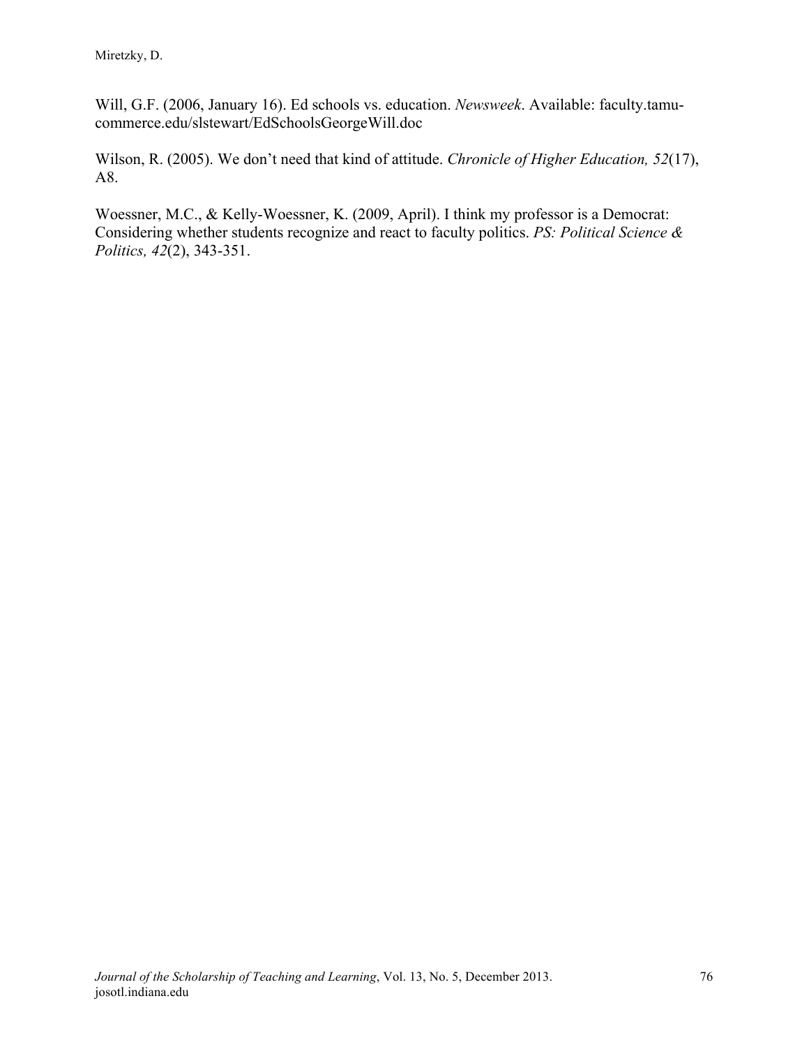Will, G.F. (2006, January 16). Ed schools vs. education. *Newsweek*. Available: faculty.tamu-commerce.edu/slstewart/EdSchoolsGeorgeWill.doc

Wilson, R. (2005). We don't need that kind of attitude. *Chronicle of Higher Education, 52*(17), A8.

Woessner, M.C., & Kelly-Woessner, K. (2009, April). I think my professor is a Democrat: Considering whether students recognize and react to faculty politics. *PS: Political Science & Politics, 42*(2), 343-351.